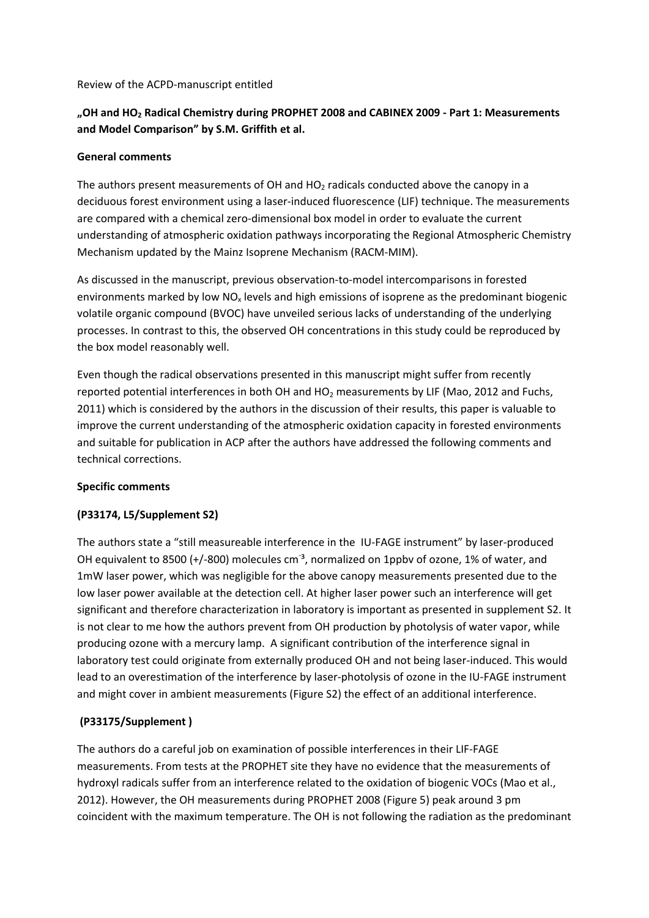Review of the ACPD-manuscript entitled

**„OH and $HO_2$ Radical Chemistry during PROPHET 2008 and CABINEX 2009 - Part 1: Measurements and Model Comparison" by S.M. Griffith et al.**

**General comments**

The authors present measurements of OH and $HO_2$ radicals conducted above the canopy in a deciduous forest environment using a laser-induced fluorescence (LIF) technique. The measurements are compared with a chemical zero-dimensional box model in order to evaluate the current understanding of atmospheric oxidation pathways incorporating the Regional Atmospheric Chemistry Mechanism updated by the Mainz Isoprene Mechanism (RACM-MIM).

As discussed in the manuscript, previous observation-to-model intercomparisons in forested environments marked by low $NO_x$ levels and high emissions of isoprene as the predominant biogenic volatile organic compound (BVOC) have unveiled serious lacks of understanding of the underlying processes. In contrast to this, the observed OH concentrations in this study could be reproduced by the box model reasonably well.

Even though the radical observations presented in this manuscript might suffer from recently reported potential interferences in both OH and $HO_2$ measurements by LIF (Mao, 2012 and Fuchs, 2011) which is considered by the authors in the discussion of their results, this paper is valuable to improve the current understanding of the atmospheric oxidation capacity in forested environments and suitable for publication in ACP after the authors have addressed the following comments and technical corrections.

**Specific comments**

**(P33174, L5/Supplement S2)**

The authors state a "still measureable interference in the IU-FAGE instrument" by laser-produced OH equivalent to 8500 (+/-800) molecules $cm^{-3}$, normalized on 1ppbv of ozone, 1% of water, and 1mW laser power, which was negligible for the above canopy measurements presented due to the low laser power available at the detection cell. At higher laser power such an interference will get significant and therefore characterization in laboratory is important as presented in supplement S2. It is not clear to me how the authors prevent from OH production by photolysis of water vapor, while producing ozone with a mercury lamp. A significant contribution of the interference signal in laboratory test could originate from externally produced OH and not being laser-induced. This would lead to an overestimation of the interference by laser-photolysis of ozone in the IU-FAGE instrument and might cover in ambient measurements (Figure S2) the effect of an additional interference.

**(P33175/Supplement )**

The authors do a careful job on examination of possible interferences in their LIF-FAGE measurements. From tests at the PROPHET site they have no evidence that the measurements of hydroxyl radicals suffer from an interference related to the oxidation of biogenic VOCs (Mao et al., 2012). However, the OH measurements during PROPHET 2008 (Figure 5) peak around 3 pm coincident with the maximum temperature. The OH is not following the radiation as the predominant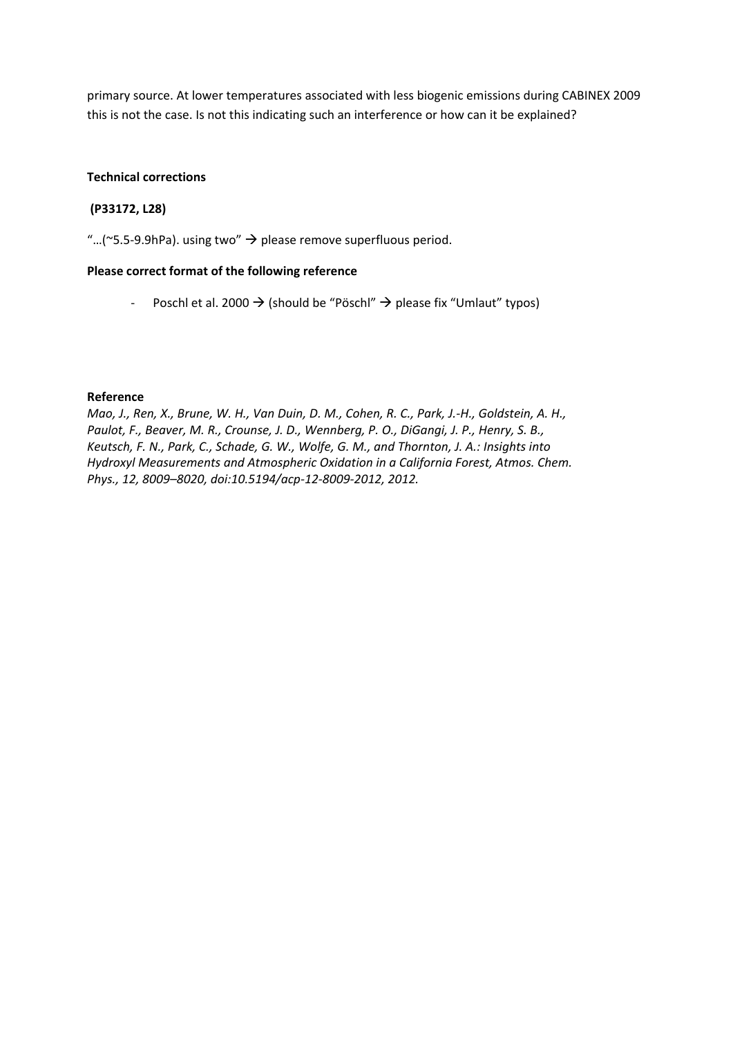primary source. At lower temperatures associated with less biogenic emissions during CABINEX 2009 this is not the case. Is not this indicating such an interference or how can it be explained?

**Technical corrections**

**(P33172, L28)**

"…(~5.5-9.9hPa). using two" → please remove superfluous period.

**Please correct format of the following reference**

- Poschl et al. 2000 → (should be "Pöschl" → please fix "Umlaut" typos)

**Reference**

*Mao, J., Ren, X., Brune, W. H., Van Duin, D. M., Cohen, R. C., Park, J.-H., Goldstein, A. H., Paulot, F., Beaver, M. R., Crounse, J. D., Wennberg, P. O., DiGangi, J. P., Henry, S. B., Keutsch, F. N., Park, C., Schade, G. W., Wolfe, G. M., and Thornton, J. A.: Insights into Hydroxyl Measurements and Atmospheric Oxidation in a California Forest, Atmos. Chem. Phys., 12, 8009–8020, doi:10.5194/acp-12-8009-2012, 2012.*